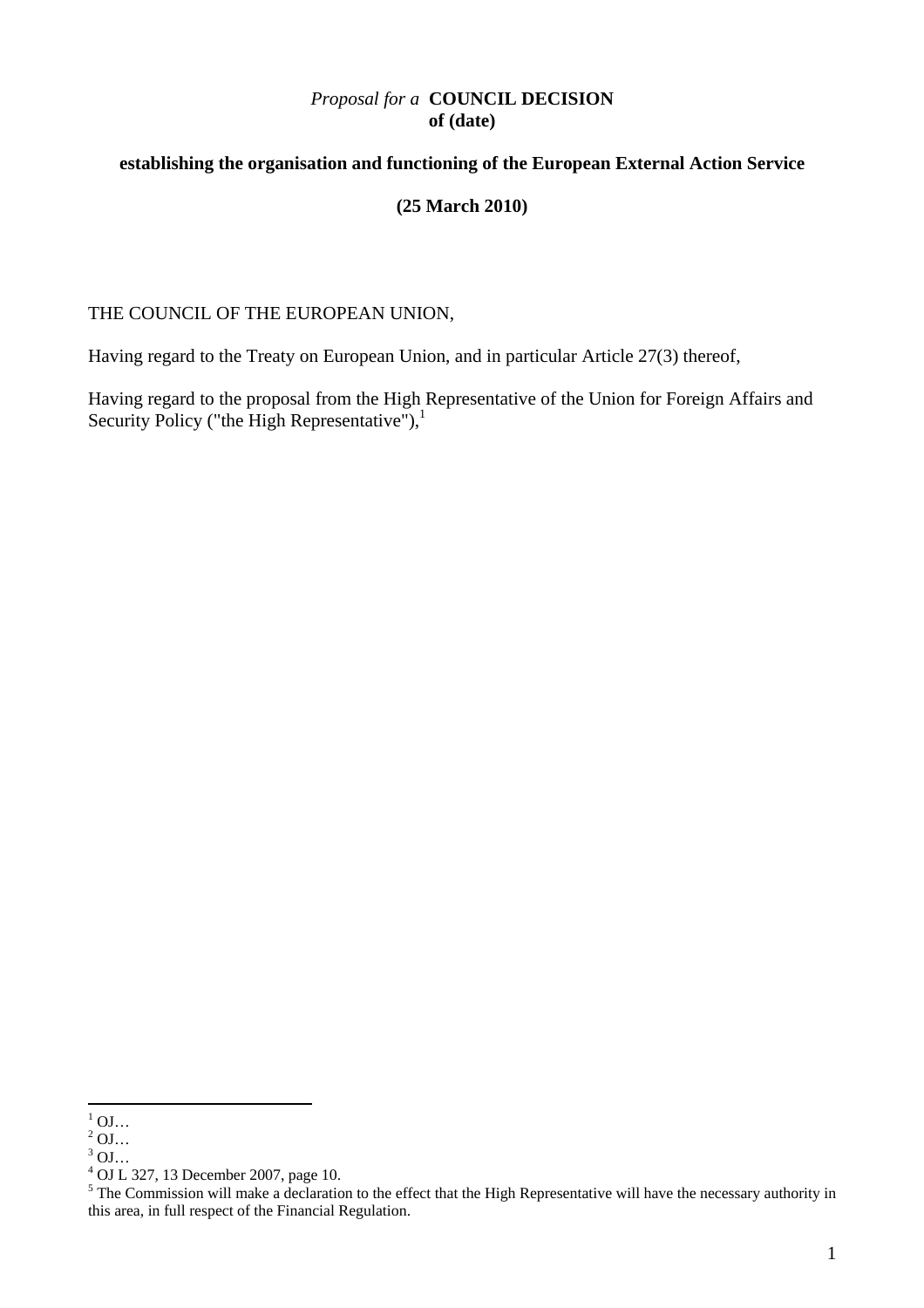*Proposal for a* **COUNCIL DECISION**
**of (date)**

**establishing the organisation and functioning of the European External Action Service**

**(25 March 2010)**

THE COUNCIL OF THE EUROPEAN UNION,

Having regard to the Treaty on European Union, and in particular Article 27(3) thereof,

Having regard to the proposal from the High Representative of the Union for Foreign Affairs and Security Policy ("the High Representative"),[1]

---

[1] OJ…
[2] OJ…
[3] OJ…
[4] OJ L 327, 13 December 2007, page 10.
[5] The Commission will make a declaration to the effect that the High Representative will have the necessary authority in this area, in full respect of the Financial Regulation.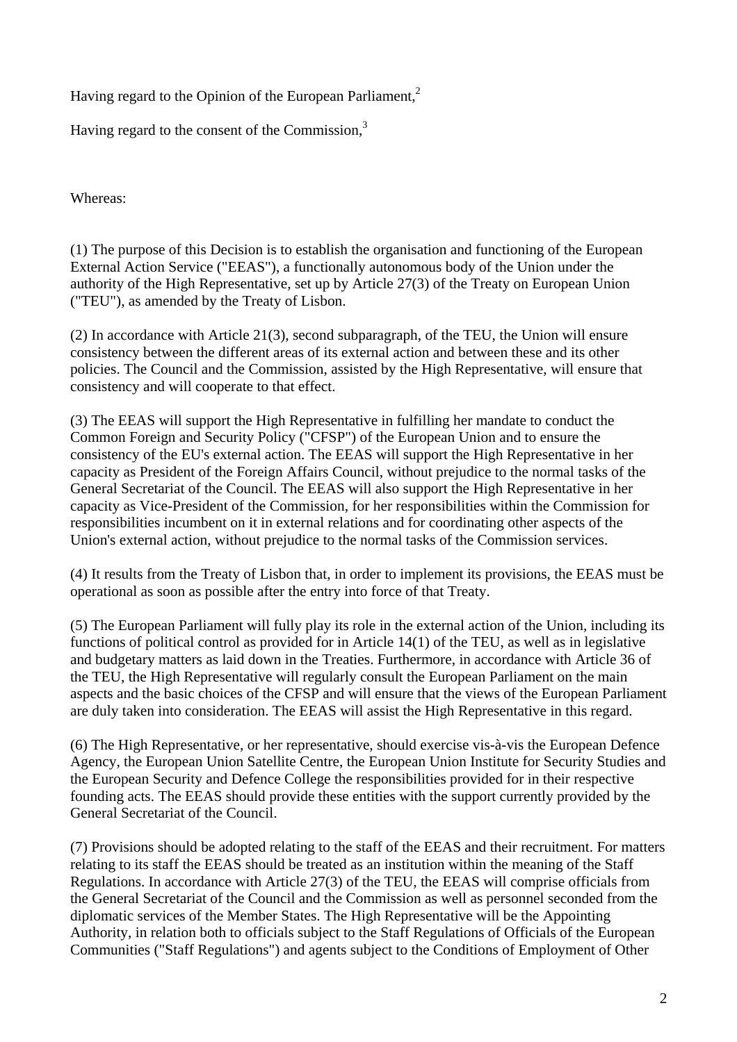Having regard to the Opinion of the European Parliament,[2]

Having regard to the consent of the Commission,[3]

Whereas:

(1) The purpose of this Decision is to establish the organisation and functioning of the European External Action Service ("EEAS"), a functionally autonomous body of the Union under the authority of the High Representative, set up by Article 27(3) of the Treaty on European Union ("TEU"), as amended by the Treaty of Lisbon.

(2) In accordance with Article 21(3), second subparagraph, of the TEU, the Union will ensure consistency between the different areas of its external action and between these and its other policies. The Council and the Commission, assisted by the High Representative, will ensure that consistency and will cooperate to that effect.

(3) The EEAS will support the High Representative in fulfilling her mandate to conduct the Common Foreign and Security Policy ("CFSP") of the European Union and to ensure the consistency of the EU's external action. The EEAS will support the High Representative in her capacity as President of the Foreign Affairs Council, without prejudice to the normal tasks of the General Secretariat of the Council. The EEAS will also support the High Representative in her capacity as Vice-President of the Commission, for her responsibilities within the Commission for responsibilities incumbent on it in external relations and for coordinating other aspects of the Union's external action, without prejudice to the normal tasks of the Commission services.

(4) It results from the Treaty of Lisbon that, in order to implement its provisions, the EEAS must be operational as soon as possible after the entry into force of that Treaty.

(5) The European Parliament will fully play its role in the external action of the Union, including its functions of political control as provided for in Article 14(1) of the TEU, as well as in legislative and budgetary matters as laid down in the Treaties. Furthermore, in accordance with Article 36 of the TEU, the High Representative will regularly consult the European Parliament on the main aspects and the basic choices of the CFSP and will ensure that the views of the European Parliament are duly taken into consideration. The EEAS will assist the High Representative in this regard.

(6) The High Representative, or her representative, should exercise vis-à-vis the European Defence Agency, the European Union Satellite Centre, the European Union Institute for Security Studies and the European Security and Defence College the responsibilities provided for in their respective founding acts. The EEAS should provide these entities with the support currently provided by the General Secretariat of the Council.

(7) Provisions should be adopted relating to the staff of the EEAS and their recruitment. For matters relating to its staff the EEAS should be treated as an institution within the meaning of the Staff Regulations. In accordance with Article 27(3) of the TEU, the EEAS will comprise officials from the General Secretariat of the Council and the Commission as well as personnel seconded from the diplomatic services of the Member States. The High Representative will be the Appointing Authority, in relation both to officials subject to the Staff Regulations of Officials of the European Communities ("Staff Regulations") and agents subject to the Conditions of Employment of Other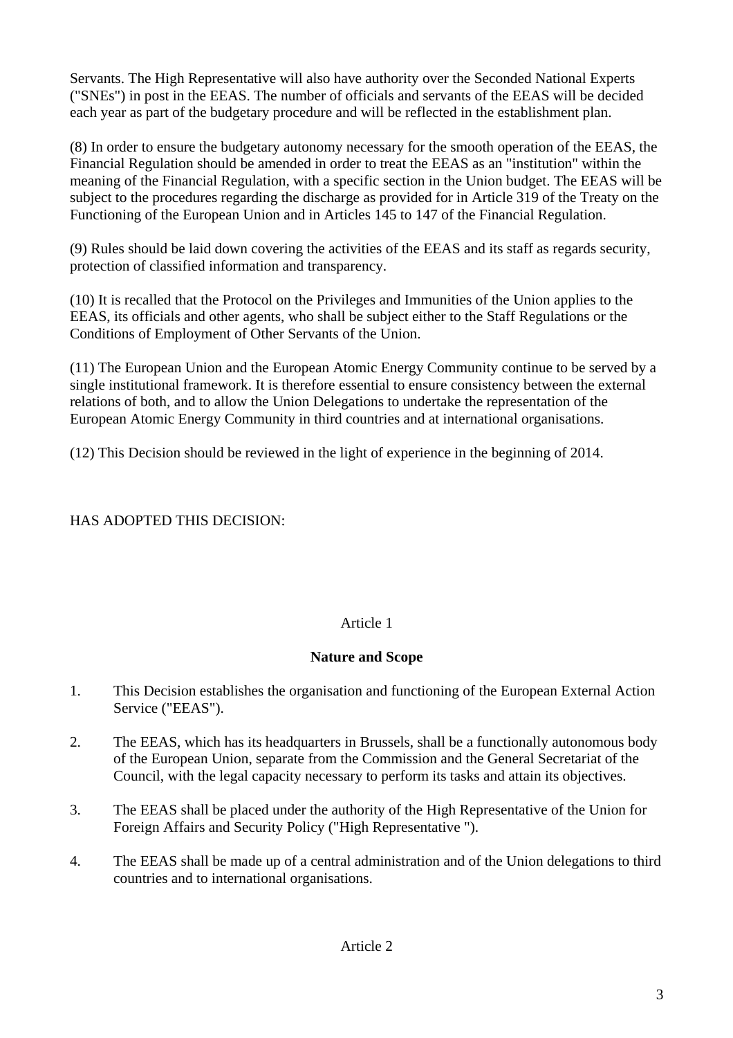Servants. The High Representative will also have authority over the Seconded National Experts ("SNEs") in post in the EEAS. The number of officials and servants of the EEAS will be decided each year as part of the budgetary procedure and will be reflected in the establishment plan.

(8) In order to ensure the budgetary autonomy necessary for the smooth operation of the EEAS, the Financial Regulation should be amended in order to treat the EEAS as an "institution" within the meaning of the Financial Regulation, with a specific section in the Union budget. The EEAS will be subject to the procedures regarding the discharge as provided for in Article 319 of the Treaty on the Functioning of the European Union and in Articles 145 to 147 of the Financial Regulation.

(9) Rules should be laid down covering the activities of the EEAS and its staff as regards security, protection of classified information and transparency.

(10) It is recalled that the Protocol on the Privileges and Immunities of the Union applies to the EEAS, its officials and other agents, who shall be subject either to the Staff Regulations or the Conditions of Employment of Other Servants of the Union.

(11) The European Union and the European Atomic Energy Community continue to be served by a single institutional framework. It is therefore essential to ensure consistency between the external relations of both, and to allow the Union Delegations to undertake the representation of the European Atomic Energy Community in third countries and at international organisations.

(12) This Decision should be reviewed in the light of experience in the beginning of 2014.

HAS ADOPTED THIS DECISION:

Article 1

**Nature and Scope**

1. This Decision establishes the organisation and functioning of the European External Action Service ("EEAS").

2. The EEAS, which has its headquarters in Brussels, shall be a functionally autonomous body of the European Union, separate from the Commission and the General Secretariat of the Council, with the legal capacity necessary to perform its tasks and attain its objectives.

3. The EEAS shall be placed under the authority of the High Representative of the Union for Foreign Affairs and Security Policy ("High Representative ").

4. The EEAS shall be made up of a central administration and of the Union delegations to third countries and to international organisations.

Article 2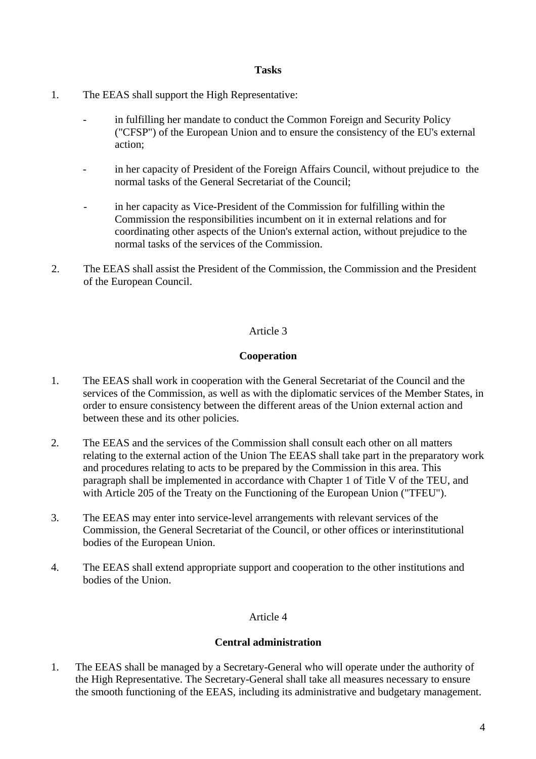**Tasks**

1. The EEAS shall support the High Representative:

   - in fulfilling her mandate to conduct the Common Foreign and Security Policy ("CFSP") of the European Union and to ensure the consistency of the EU's external action;

   - in her capacity of President of the Foreign Affairs Council, without prejudice to the normal tasks of the General Secretariat of the Council;

   - in her capacity as Vice-President of the Commission for fulfilling within the Commission the responsibilities incumbent on it in external relations and for coordinating other aspects of the Union's external action, without prejudice to the normal tasks of the services of the Commission.

2. The EEAS shall assist the President of the Commission, the Commission and the President of the European Council.

Article 3

**Cooperation**

1. The EEAS shall work in cooperation with the General Secretariat of the Council and the services of the Commission, as well as with the diplomatic services of the Member States, in order to ensure consistency between the different areas of the Union external action and between these and its other policies.

2. The EEAS and the services of the Commission shall consult each other on all matters relating to the external action of the Union The EEAS shall take part in the preparatory work and procedures relating to acts to be prepared by the Commission in this area. This paragraph shall be implemented in accordance with Chapter 1 of Title V of the TEU, and with Article 205 of the Treaty on the Functioning of the European Union ("TFEU").

3. The EEAS may enter into service-level arrangements with relevant services of the Commission, the General Secretariat of the Council, or other offices or interinstitutional bodies of the European Union.

4. The EEAS shall extend appropriate support and cooperation to the other institutions and bodies of the Union.

Article 4

**Central administration**

1. The EEAS shall be managed by a Secretary-General who will operate under the authority of the High Representative. The Secretary-General shall take all measures necessary to ensure the smooth functioning of the EEAS, including its administrative and budgetary management.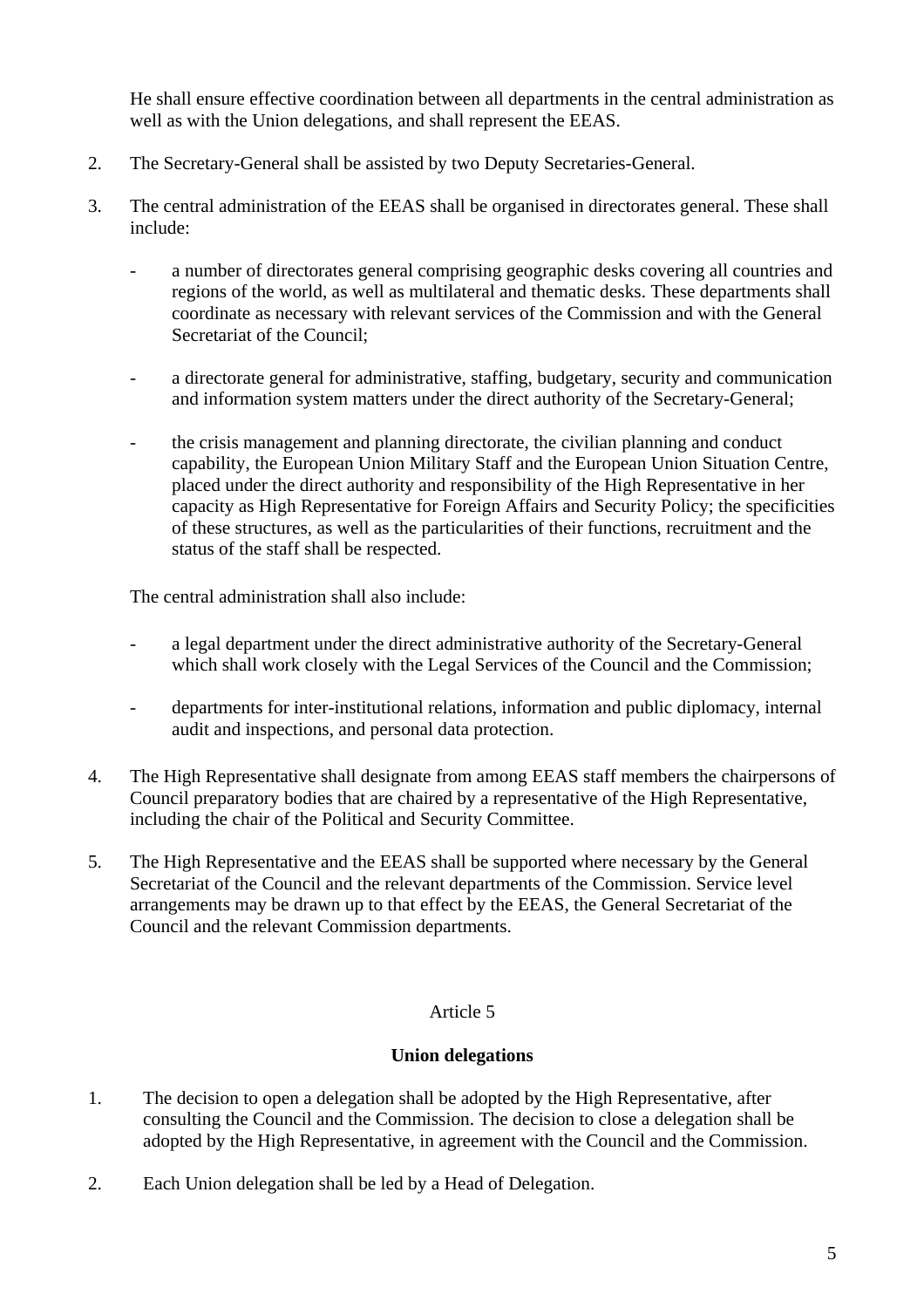He shall ensure effective coordination between all departments in the central administration as well as with the Union delegations, and shall represent the EEAS.

2. The Secretary-General shall be assisted by two Deputy Secretaries-General.

3. The central administration of the EEAS shall be organised in directorates general. These shall include:

   - a number of directorates general comprising geographic desks covering all countries and regions of the world, as well as multilateral and thematic desks. These departments shall coordinate as necessary with relevant services of the Commission and with the General Secretariat of the Council;

   - a directorate general for administrative, staffing, budgetary, security and communication and information system matters under the direct authority of the Secretary-General;

   - the crisis management and planning directorate, the civilian planning and conduct capability, the European Union Military Staff and the European Union Situation Centre, placed under the direct authority and responsibility of the High Representative in her capacity as High Representative for Foreign Affairs and Security Policy; the specificities of these structures, as well as the particularities of their functions, recruitment and the status of the staff shall be respected.

   The central administration shall also include:

   - a legal department under the direct administrative authority of the Secretary-General which shall work closely with the Legal Services of the Council and the Commission;

   - departments for inter-institutional relations, information and public diplomacy, internal audit and inspections, and personal data protection.

4. The High Representative shall designate from among EEAS staff members the chairpersons of Council preparatory bodies that are chaired by a representative of the High Representative, including the chair of the Political and Security Committee.

5. The High Representative and the EEAS shall be supported where necessary by the General Secretariat of the Council and the relevant departments of the Commission. Service level arrangements may be drawn up to that effect by the EEAS, the General Secretariat of the Council and the relevant Commission departments.

Article 5

**Union delegations**

1. The decision to open a delegation shall be adopted by the High Representative, after consulting the Council and the Commission. The decision to close a delegation shall be adopted by the High Representative, in agreement with the Council and the Commission.

2. Each Union delegation shall be led by a Head of Delegation.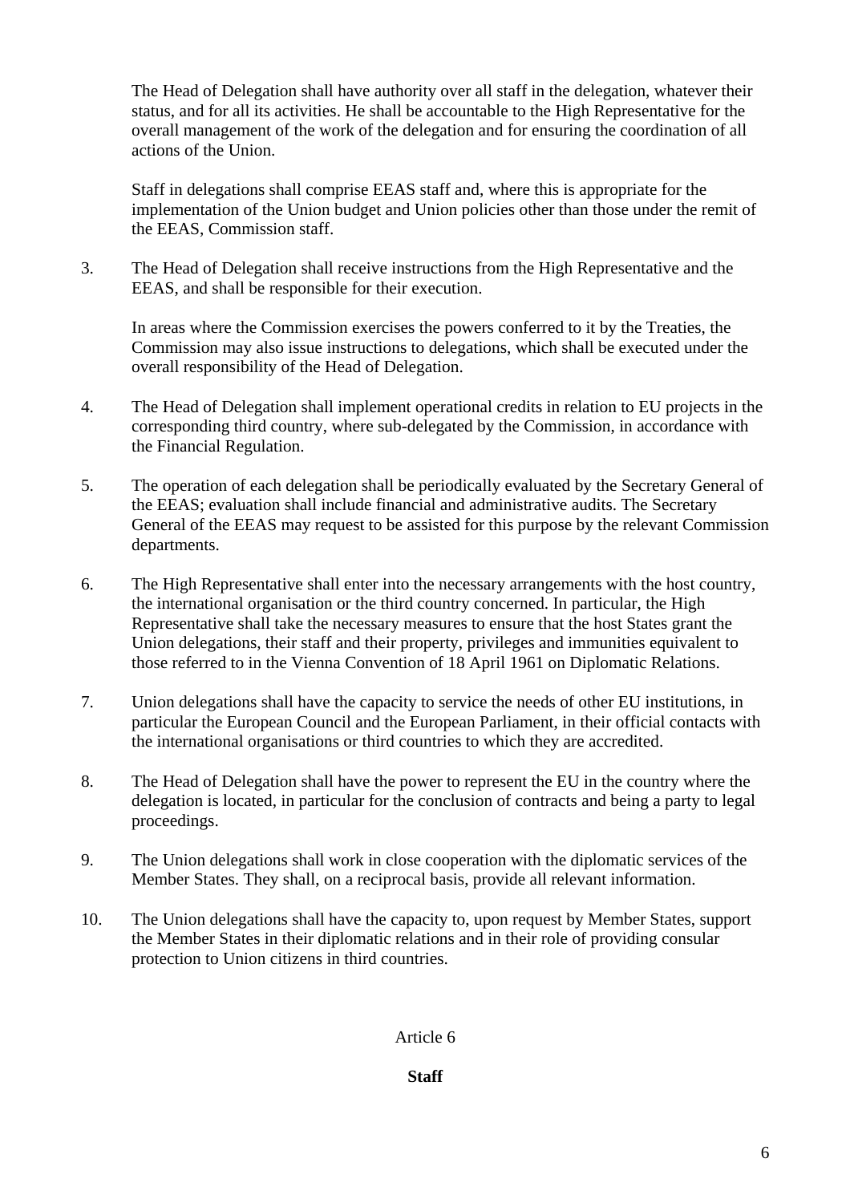The Head of Delegation shall have authority over all staff in the delegation, whatever their status, and for all its activities. He shall be accountable to the High Representative for the overall management of the work of the delegation and for ensuring the coordination of all actions of the Union.

Staff in delegations shall comprise EEAS staff and, where this is appropriate for the implementation of the Union budget and Union policies other than those under the remit of the EEAS, Commission staff.

3. The Head of Delegation shall receive instructions from the High Representative and the EEAS, and shall be responsible for their execution.

   In areas where the Commission exercises the powers conferred to it by the Treaties, the Commission may also issue instructions to delegations, which shall be executed under the overall responsibility of the Head of Delegation.

4. The Head of Delegation shall implement operational credits in relation to EU projects in the corresponding third country, where sub-delegated by the Commission, in accordance with the Financial Regulation.

5. The operation of each delegation shall be periodically evaluated by the Secretary General of the EEAS; evaluation shall include financial and administrative audits. The Secretary General of the EEAS may request to be assisted for this purpose by the relevant Commission departments.

6. The High Representative shall enter into the necessary arrangements with the host country, the international organisation or the third country concerned. In particular, the High Representative shall take the necessary measures to ensure that the host States grant the Union delegations, their staff and their property, privileges and immunities equivalent to those referred to in the Vienna Convention of 18 April 1961 on Diplomatic Relations.

7. Union delegations shall have the capacity to service the needs of other EU institutions, in particular the European Council and the European Parliament, in their official contacts with the international organisations or third countries to which they are accredited.

8. The Head of Delegation shall have the power to represent the EU in the country where the delegation is located, in particular for the conclusion of contracts and being a party to legal proceedings.

9. The Union delegations shall work in close cooperation with the diplomatic services of the Member States. They shall, on a reciprocal basis, provide all relevant information.

10. The Union delegations shall have the capacity to, upon request by Member States, support the Member States in their diplomatic relations and in their role of providing consular protection to Union citizens in third countries.

## Article 6

## **Staff**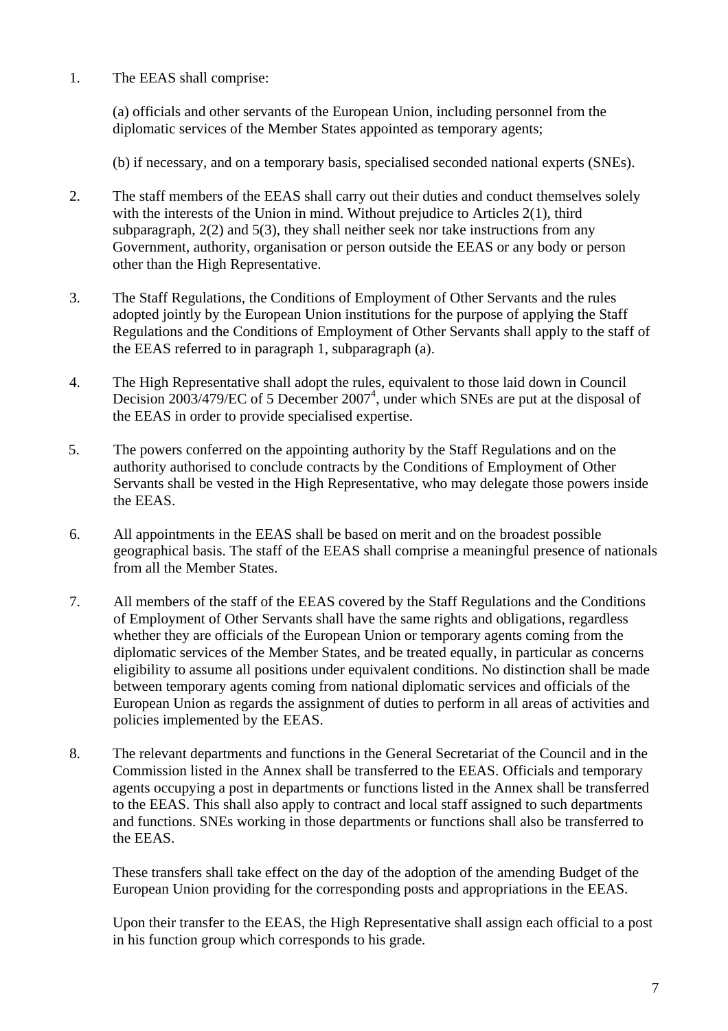1. The EEAS shall comprise:

   (a) officials and other servants of the European Union, including personnel from the diplomatic services of the Member States appointed as temporary agents;

   (b) if necessary, and on a temporary basis, specialised seconded national experts (SNEs).

2. The staff members of the EEAS shall carry out their duties and conduct themselves solely with the interests of the Union in mind. Without prejudice to Articles 2(1), third subparagraph, 2(2) and 5(3), they shall neither seek nor take instructions from any Government, authority, organisation or person outside the EEAS or any body or person other than the High Representative.

3. The Staff Regulations, the Conditions of Employment of Other Servants and the rules adopted jointly by the European Union institutions for the purpose of applying the Staff Regulations and the Conditions of Employment of Other Servants shall apply to the staff of the EEAS referred to in paragraph 1, subparagraph (a).

4. The High Representative shall adopt the rules, equivalent to those laid down in Council Decision 2003/479/EC of 5 December 2007[4], under which SNEs are put at the disposal of the EEAS in order to provide specialised expertise.

5. The powers conferred on the appointing authority by the Staff Regulations and on the authority authorised to conclude contracts by the Conditions of Employment of Other Servants shall be vested in the High Representative, who may delegate those powers inside the EEAS.

6. All appointments in the EEAS shall be based on merit and on the broadest possible geographical basis. The staff of the EEAS shall comprise a meaningful presence of nationals from all the Member States.

7. All members of the staff of the EEAS covered by the Staff Regulations and the Conditions of Employment of Other Servants shall have the same rights and obligations, regardless whether they are officials of the European Union or temporary agents coming from the diplomatic services of the Member States, and be treated equally, in particular as concerns eligibility to assume all positions under equivalent conditions. No distinction shall be made between temporary agents coming from national diplomatic services and officials of the European Union as regards the assignment of duties to perform in all areas of activities and policies implemented by the EEAS.

8. The relevant departments and functions in the General Secretariat of the Council and in the Commission listed in the Annex shall be transferred to the EEAS. Officials and temporary agents occupying a post in departments or functions listed in the Annex shall be transferred to the EEAS. This shall also apply to contract and local staff assigned to such departments and functions. SNEs working in those departments or functions shall also be transferred to the EEAS.

   These transfers shall take effect on the day of the adoption of the amending Budget of the European Union providing for the corresponding posts and appropriations in the EEAS.

   Upon their transfer to the EEAS, the High Representative shall assign each official to a post in his function group which corresponds to his grade.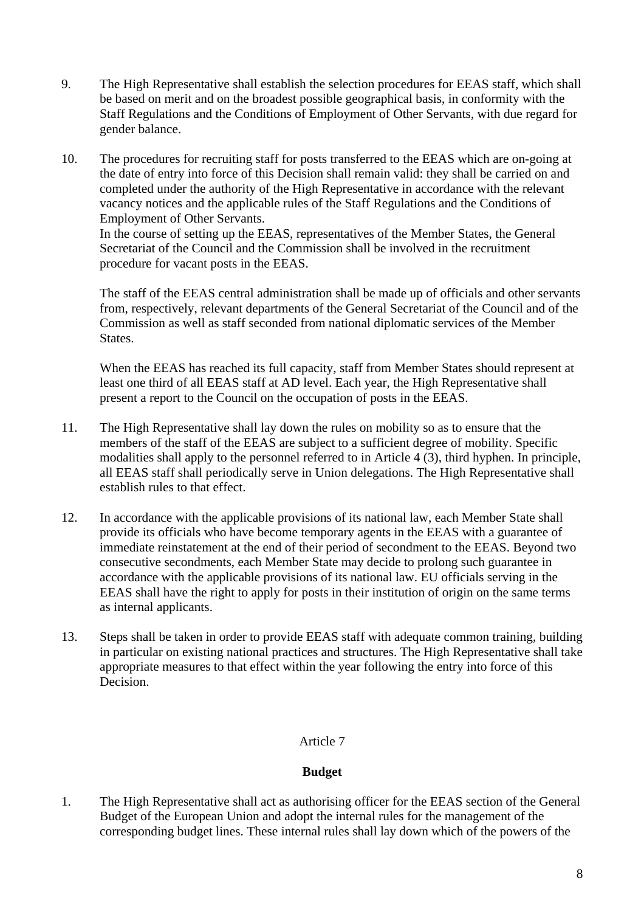9. The High Representative shall establish the selection procedures for EEAS staff, which shall be based on merit and on the broadest possible geographical basis, in conformity with the Staff Regulations and the Conditions of Employment of Other Servants, with due regard for gender balance.

10. The procedures for recruiting staff for posts transferred to the EEAS which are on-going at the date of entry into force of this Decision shall remain valid: they shall be carried on and completed under the authority of the High Representative in accordance with the relevant vacancy notices and the applicable rules of the Staff Regulations and the Conditions of Employment of Other Servants.
In the course of setting up the EEAS, representatives of the Member States, the General Secretariat of the Council and the Commission shall be involved in the recruitment procedure for vacant posts in the EEAS.

    The staff of the EEAS central administration shall be made up of officials and other servants from, respectively, relevant departments of the General Secretariat of the Council and of the Commission as well as staff seconded from national diplomatic services of the Member States.

    When the EEAS has reached its full capacity, staff from Member States should represent at least one third of all EEAS staff at AD level. Each year, the High Representative shall present a report to the Council on the occupation of posts in the EEAS.

11. The High Representative shall lay down the rules on mobility so as to ensure that the members of the staff of the EEAS are subject to a sufficient degree of mobility. Specific modalities shall apply to the personnel referred to in Article 4 (3), third hyphen. In principle, all EEAS staff shall periodically serve in Union delegations. The High Representative shall establish rules to that effect.

12. In accordance with the applicable provisions of its national law, each Member State shall provide its officials who have become temporary agents in the EEAS with a guarantee of immediate reinstatement at the end of their period of secondment to the EEAS. Beyond two consecutive secondments, each Member State may decide to prolong such guarantee in accordance with the applicable provisions of its national law. EU officials serving in the EEAS shall have the right to apply for posts in their institution of origin on the same terms as internal applicants.

13. Steps shall be taken in order to provide EEAS staff with adequate common training, building in particular on existing national practices and structures. The High Representative shall take appropriate measures to that effect within the year following the entry into force of this Decision.

## Article 7

### Budget

1. The High Representative shall act as authorising officer for the EEAS section of the General Budget of the European Union and adopt the internal rules for the management of the corresponding budget lines. These internal rules shall lay down which of the powers of the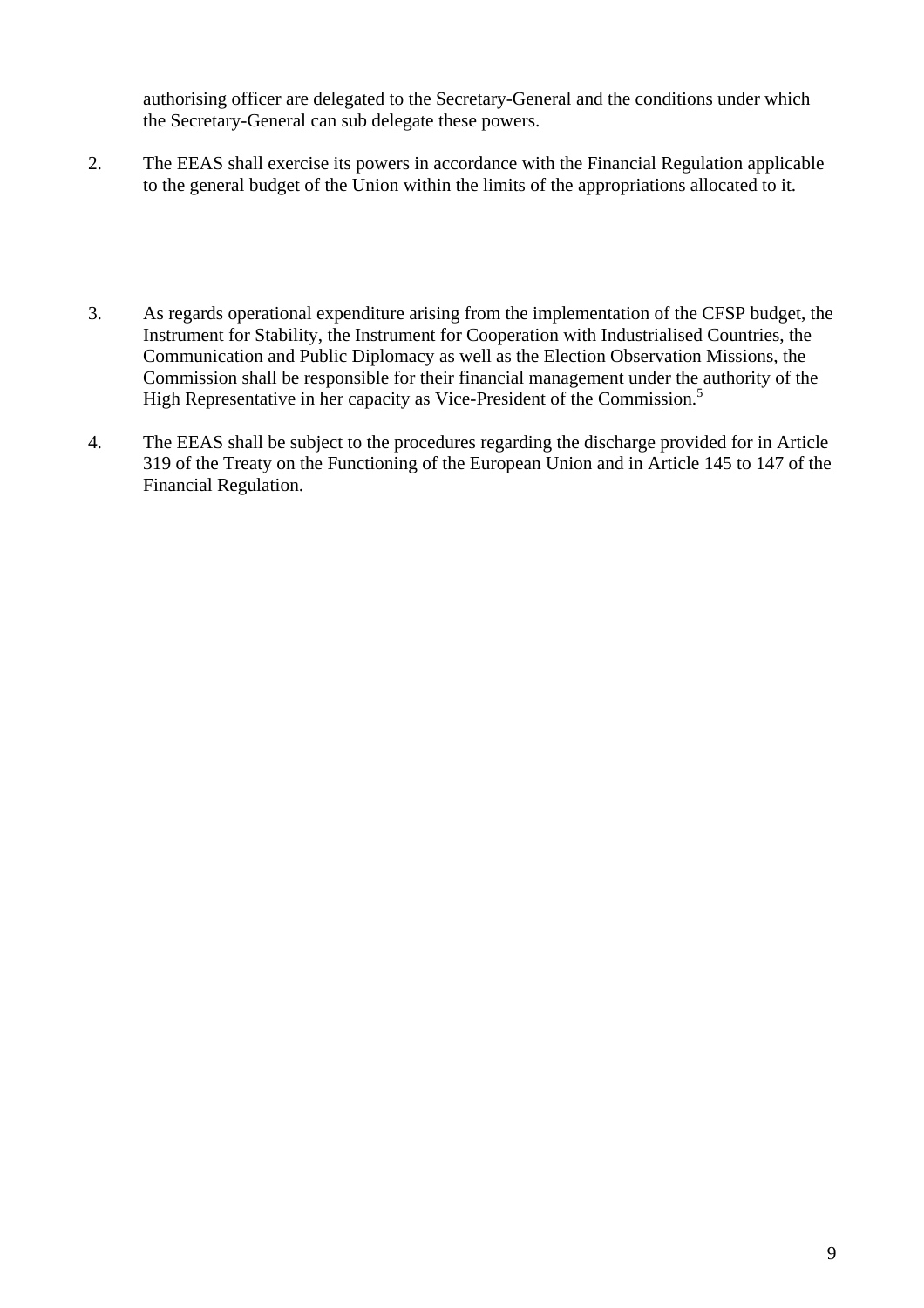authorising officer are delegated to the Secretary-General and the conditions under which the Secretary-General can sub delegate these powers.

2. The EEAS shall exercise its powers in accordance with the Financial Regulation applicable to the general budget of the Union within the limits of the appropriations allocated to it.

3. As regards operational expenditure arising from the implementation of the CFSP budget, the Instrument for Stability, the Instrument for Cooperation with Industrialised Countries, the Communication and Public Diplomacy as well as the Election Observation Missions, the Commission shall be responsible for their financial management under the authority of the High Representative in her capacity as Vice-President of the Commission.[5]

4. The EEAS shall be subject to the procedures regarding the discharge provided for in Article 319 of the Treaty on the Functioning of the European Union and in Article 145 to 147 of the Financial Regulation.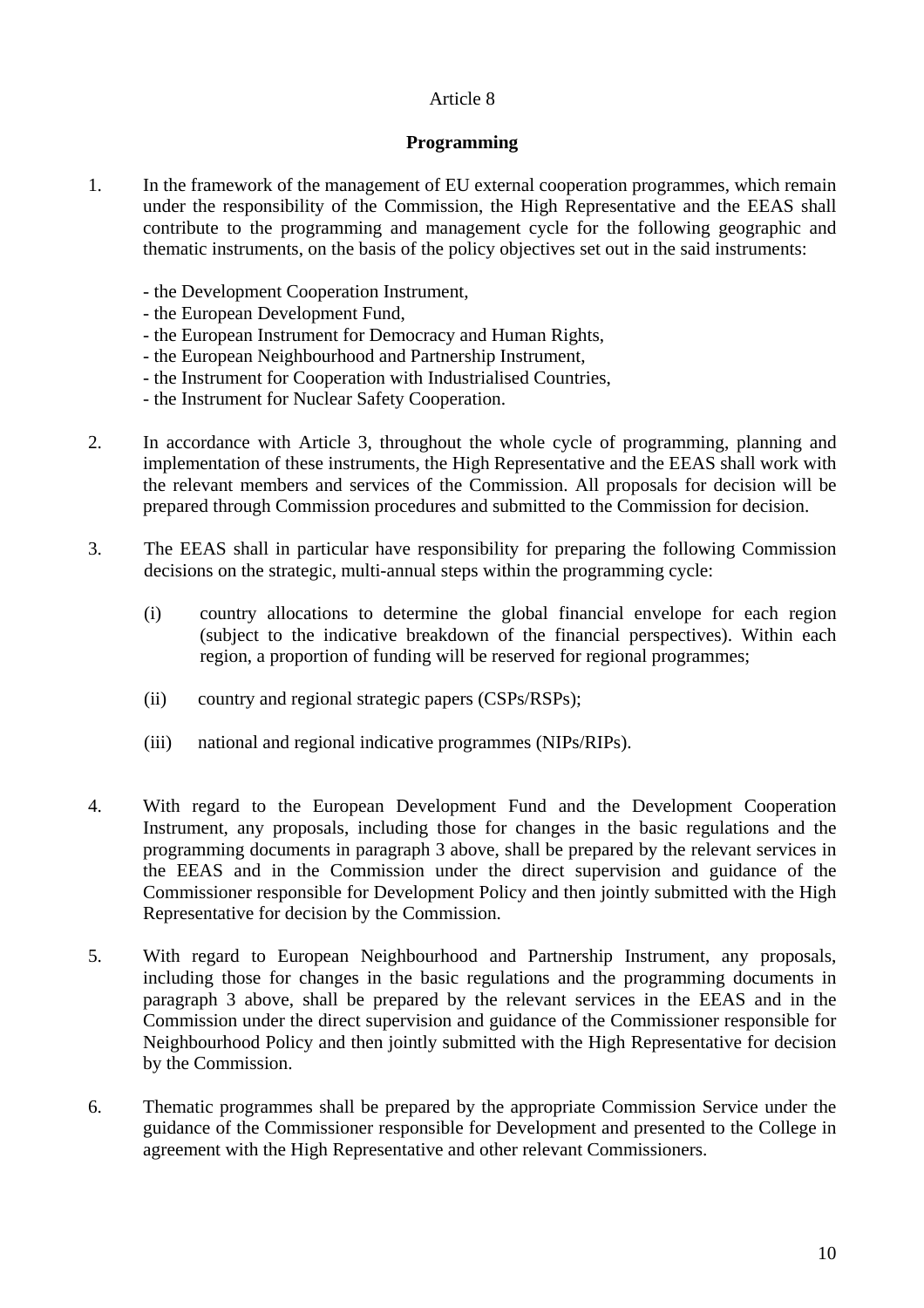Article 8

**Programming**

1. In the framework of the management of EU external cooperation programmes, which remain under the responsibility of the Commission, the High Representative and the EEAS shall contribute to the programming and management cycle for the following geographic and thematic instruments, on the basis of the policy objectives set out in the said instruments:

   - the Development Cooperation Instrument,
   - the European Development Fund,
   - the European Instrument for Democracy and Human Rights,
   - the European Neighbourhood and Partnership Instrument,
   - the Instrument for Cooperation with Industrialised Countries,
   - the Instrument for Nuclear Safety Cooperation.

2. In accordance with Article 3, throughout the whole cycle of programming, planning and implementation of these instruments, the High Representative and the EEAS shall work with the relevant members and services of the Commission. All proposals for decision will be prepared through Commission procedures and submitted to the Commission for decision.

3. The EEAS shall in particular have responsibility for preparing the following Commission decisions on the strategic, multi-annual steps within the programming cycle:

   (i) country allocations to determine the global financial envelope for each region (subject to the indicative breakdown of the financial perspectives). Within each region, a proportion of funding will be reserved for regional programmes;

   (ii) country and regional strategic papers (CSPs/RSPs);

   (iii) national and regional indicative programmes (NIPs/RIPs).

4. With regard to the European Development Fund and the Development Cooperation Instrument, any proposals, including those for changes in the basic regulations and the programming documents in paragraph 3 above, shall be prepared by the relevant services in the EEAS and in the Commission under the direct supervision and guidance of the Commissioner responsible for Development Policy and then jointly submitted with the High Representative for decision by the Commission.

5. With regard to European Neighbourhood and Partnership Instrument, any proposals, including those for changes in the basic regulations and the programming documents in paragraph 3 above, shall be prepared by the relevant services in the EEAS and in the Commission under the direct supervision and guidance of the Commissioner responsible for Neighbourhood Policy and then jointly submitted with the High Representative for decision by the Commission.

6. Thematic programmes shall be prepared by the appropriate Commission Service under the guidance of the Commissioner responsible for Development and presented to the College in agreement with the High Representative and other relevant Commissioners.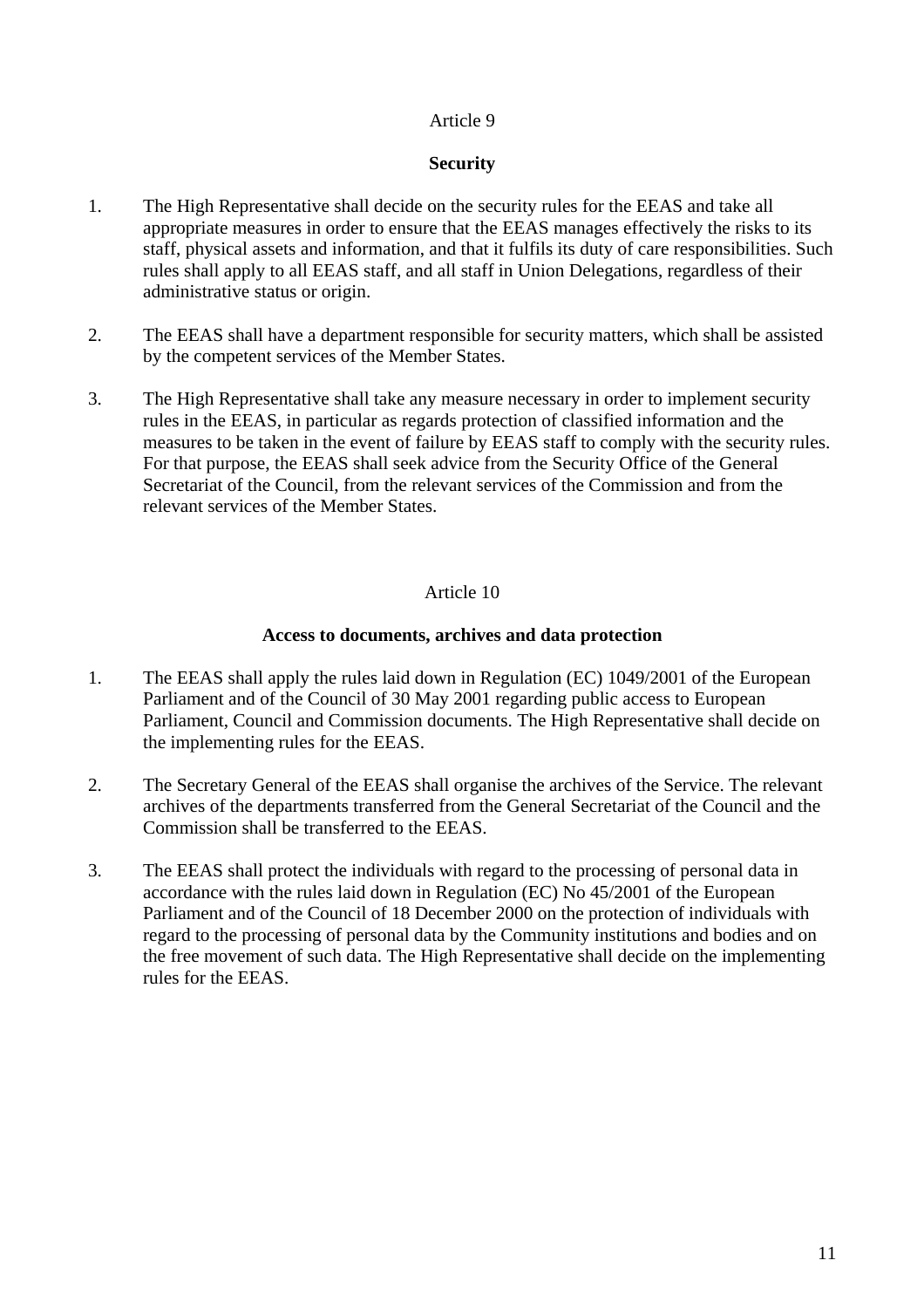Article 9

**Security**

1. The High Representative shall decide on the security rules for the EEAS and take all appropriate measures in order to ensure that the EEAS manages effectively the risks to its staff, physical assets and information, and that it fulfils its duty of care responsibilities. Such rules shall apply to all EEAS staff, and all staff in Union Delegations, regardless of their administrative status or origin.

2. The EEAS shall have a department responsible for security matters, which shall be assisted by the competent services of the Member States.

3. The High Representative shall take any measure necessary in order to implement security rules in the EEAS, in particular as regards protection of classified information and the measures to be taken in the event of failure by EEAS staff to comply with the security rules. For that purpose, the EEAS shall seek advice from the Security Office of the General Secretariat of the Council, from the relevant services of the Commission and from the relevant services of the Member States.

Article 10

**Access to documents, archives and data protection**

1. The EEAS shall apply the rules laid down in Regulation (EC) 1049/2001 of the European Parliament and of the Council of 30 May 2001 regarding public access to European Parliament, Council and Commission documents. The High Representative shall decide on the implementing rules for the EEAS.

2. The Secretary General of the EEAS shall organise the archives of the Service. The relevant archives of the departments transferred from the General Secretariat of the Council and the Commission shall be transferred to the EEAS.

3. The EEAS shall protect the individuals with regard to the processing of personal data in accordance with the rules laid down in Regulation (EC) No 45/2001 of the European Parliament and of the Council of 18 December 2000 on the protection of individuals with regard to the processing of personal data by the Community institutions and bodies and on the free movement of such data. The High Representative shall decide on the implementing rules for the EEAS.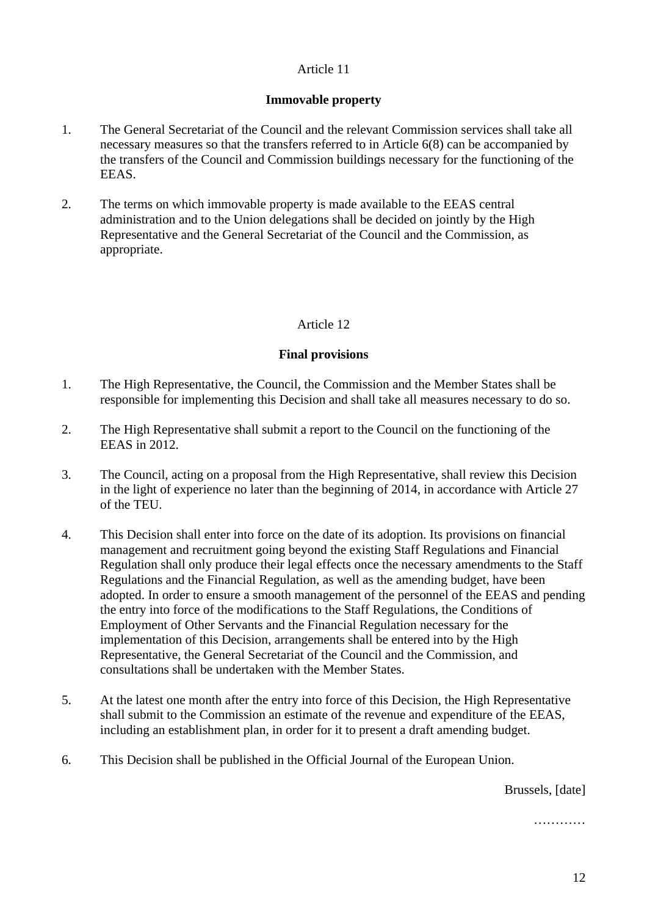Article 11

**Immovable property**

1. The General Secretariat of the Council and the relevant Commission services shall take all necessary measures so that the transfers referred to in Article 6(8) can be accompanied by the transfers of the Council and Commission buildings necessary for the functioning of the EEAS.

2. The terms on which immovable property is made available to the EEAS central administration and to the Union delegations shall be decided on jointly by the High Representative and the General Secretariat of the Council and the Commission, as appropriate.

Article 12

**Final provisions**

1. The High Representative, the Council, the Commission and the Member States shall be responsible for implementing this Decision and shall take all measures necessary to do so.

2. The High Representative shall submit a report to the Council on the functioning of the EEAS in 2012.

3. The Council, acting on a proposal from the High Representative, shall review this Decision in the light of experience no later than the beginning of 2014, in accordance with Article 27 of the TEU.

4. This Decision shall enter into force on the date of its adoption. Its provisions on financial management and recruitment going beyond the existing Staff Regulations and Financial Regulation shall only produce their legal effects once the necessary amendments to the Staff Regulations and the Financial Regulation, as well as the amending budget, have been adopted. In order to ensure a smooth management of the personnel of the EEAS and pending the entry into force of the modifications to the Staff Regulations, the Conditions of Employment of Other Servants and the Financial Regulation necessary for the implementation of this Decision, arrangements shall be entered into by the High Representative, the General Secretariat of the Council and the Commission, and consultations shall be undertaken with the Member States.

5. At the latest one month after the entry into force of this Decision, the High Representative shall submit to the Commission an estimate of the revenue and expenditure of the EEAS, including an establishment plan, in order for it to present a draft amending budget.

6. This Decision shall be published in the Official Journal of the European Union.

Brussels, [date]

…………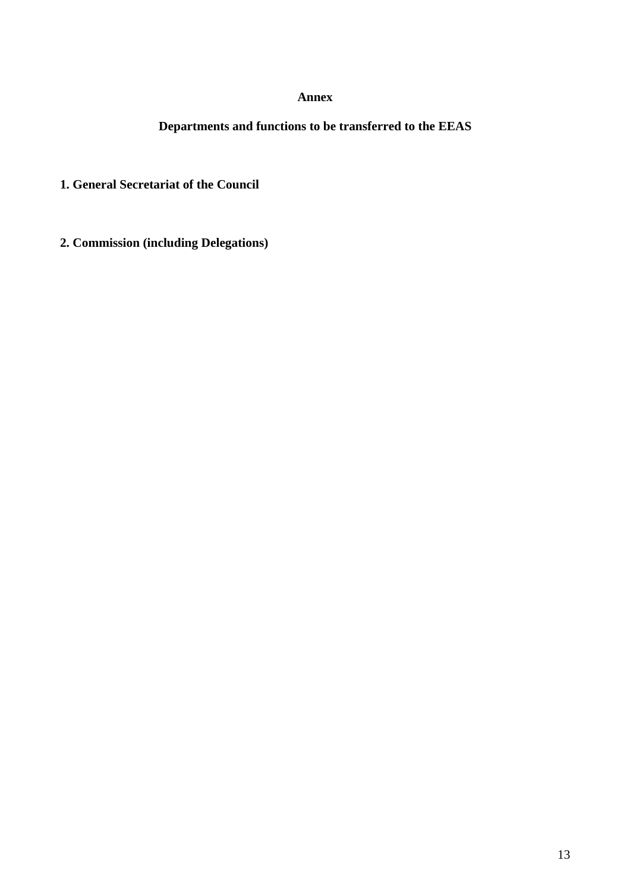# Annex

## Departments and functions to be transferred to the EEAS

**1. General Secretariat of the Council**

**2. Commission (including Delegations)**